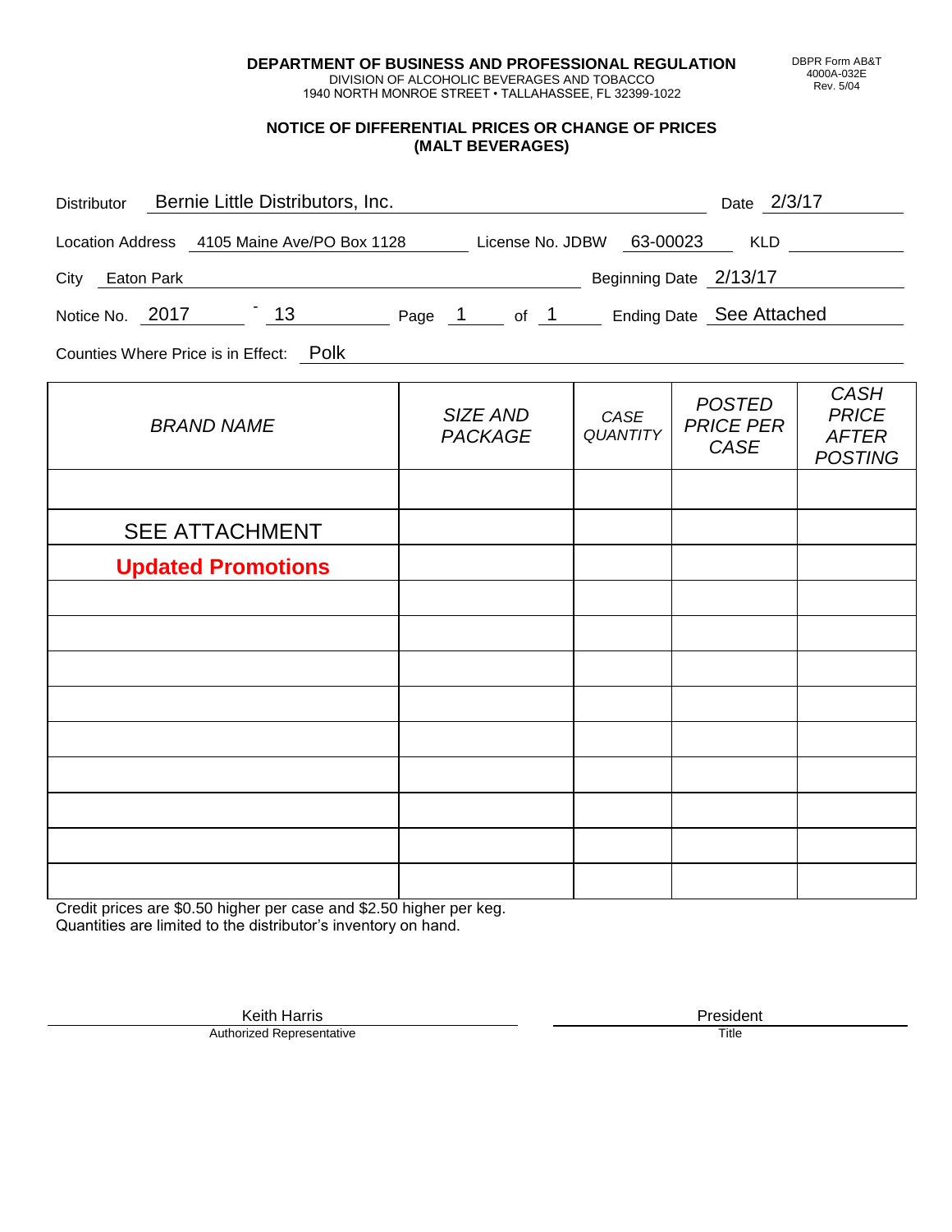**DEPARTMENT OF BUSINESS AND PROFESSIONAL REGULATION**
DIVISION OF ALCOHOLIC BEVERAGES AND TOBACCO
1940 NORTH MONROE STREET • TALLAHASSEE, FL 32399-1022

DBPR Form AB&T 4000A-032E Rev. 5/04

## NOTICE OF DIFFERENTIAL PRICES OR CHANGE OF PRICES (MALT BEVERAGES)

Distributor: Bernie Little Distributors, Inc. Date: 2/3/17

Location Address: 4105 Maine Ave/PO Box 1128 License No. JDBW: 63-00023 KLD:

City: Eaton Park Beginning Date: 2/13/17

Notice No. 2017 - 13 Page 1 of 1 Ending Date: See Attached

Counties Where Price is in Effect: Polk

| *BRAND NAME* | *SIZE AND PACKAGE* | *CASE QUANTITY* | *POSTED PRICE PER CASE* | *CASH PRICE AFTER POSTING* |
|---|---|---|---|---|
| | | | | |
| SEE ATTACHMENT | | | | |
| **Updated Promotions** | | | | |
| | | | | |
| | | | | |
| | | | | |
| | | | | |
| | | | | |
| | | | | |
| | | | | |
| | | | | |
| | | | | |

Credit prices are $0.50 higher per case and $2.50 higher per keg.
Quantities are limited to the distributor's inventory on hand.

Keith Harris
Authorized Representative

President
Title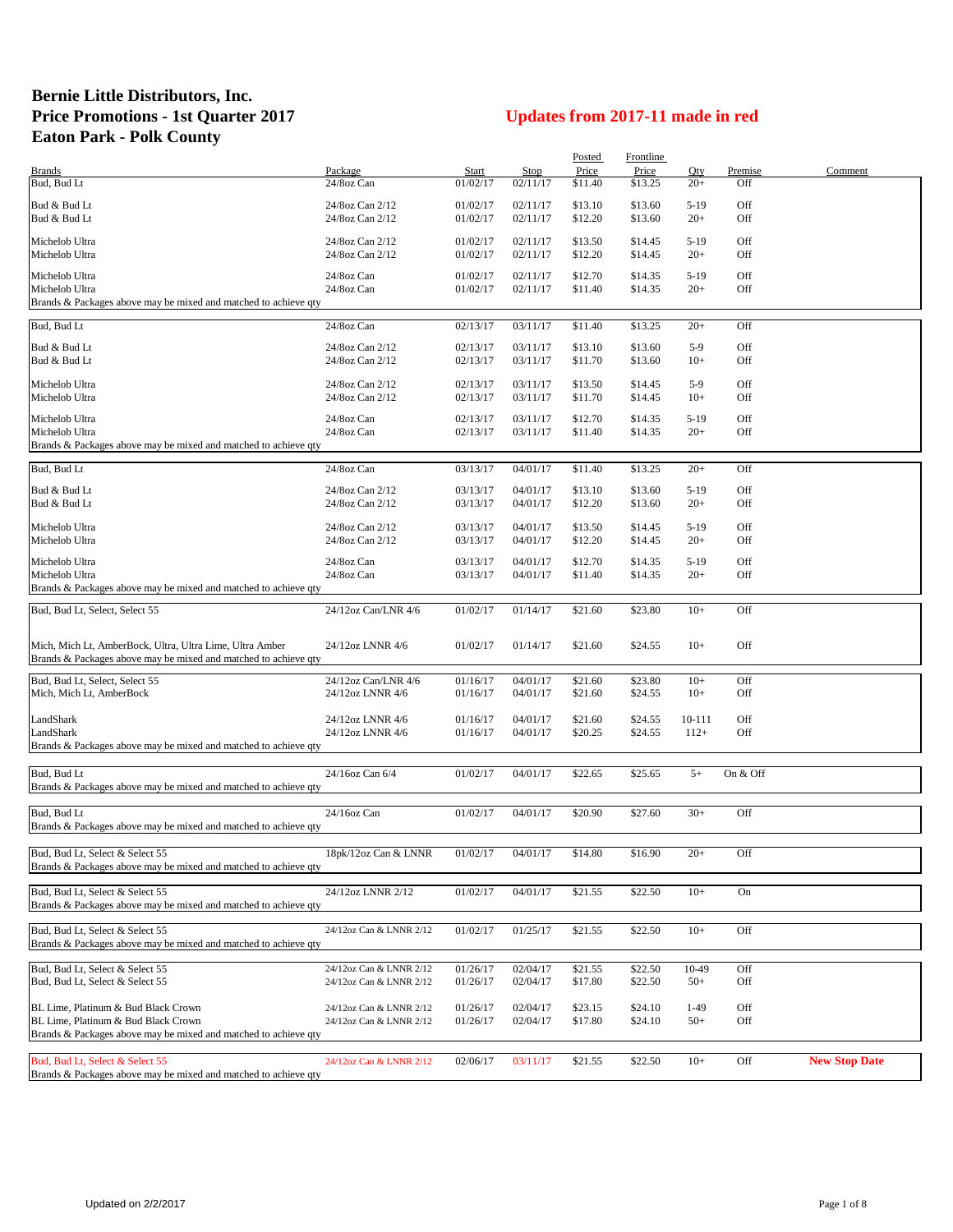# Bernie Little Distributors, Inc.
# Price Promotions - 1st Quarter 2017
# Eaton Park - Polk County

## Updates from 2017-11 made in red

| Brands | Package | Start | Stop | Posted Price | Frontline Price | Qty | Premise | Comment |
|---|---|---|---|---|---|---|---|---|
| Bud, Bud Lt | 24/8oz Can | 01/02/17 | 02/11/17 | $11.40 | $13.25 | 20+ | Off | |
| Bud & Bud Lt | 24/8oz Can 2/12 | 01/02/17 | 02/11/17 | $13.10 | $13.60 | 5-19 | Off | |
| Bud & Bud Lt | 24/8oz Can 2/12 | 01/02/17 | 02/11/17 | $12.20 | $13.60 | 20+ | Off | |
| Michelob Ultra | 24/8oz Can 2/12 | 01/02/17 | 02/11/17 | $13.50 | $14.45 | 5-19 | Off | |
| Michelob Ultra | 24/8oz Can 2/12 | 01/02/17 | 02/11/17 | $12.20 | $14.45 | 20+ | Off | |
| Michelob Ultra | 24/8oz Can | 01/02/17 | 02/11/17 | $12.70 | $14.35 | 5-19 | Off | |
| Michelob Ultra | 24/8oz Can | 01/02/17 | 02/11/17 | $11.40 | $14.35 | 20+ | Off | |
| Brands & Packages above may be mixed and matched to achieve qty | | | | | | | | |
| Bud, Bud Lt | 24/8oz Can | 02/13/17 | 03/11/17 | $11.40 | $13.25 | 20+ | Off | |
| Bud & Bud Lt | 24/8oz Can 2/12 | 02/13/17 | 03/11/17 | $13.10 | $13.60 | 5-9 | Off | |
| Bud & Bud Lt | 24/8oz Can 2/12 | 02/13/17 | 03/11/17 | $11.70 | $13.60 | 10+ | Off | |
| Michelob Ultra | 24/8oz Can 2/12 | 02/13/17 | 03/11/17 | $13.50 | $14.45 | 5-9 | Off | |
| Michelob Ultra | 24/8oz Can 2/12 | 02/13/17 | 03/11/17 | $11.70 | $14.45 | 10+ | Off | |
| Michelob Ultra | 24/8oz Can | 02/13/17 | 03/11/17 | $12.70 | $14.35 | 5-19 | Off | |
| Michelob Ultra | 24/8oz Can | 02/13/17 | 03/11/17 | $11.40 | $14.35 | 20+ | Off | |
| Brands & Packages above may be mixed and matched to achieve qty | | | | | | | | |
| Bud, Bud Lt | 24/8oz Can | 03/13/17 | 04/01/17 | $11.40 | $13.25 | 20+ | Off | |
| Bud & Bud Lt | 24/8oz Can 2/12 | 03/13/17 | 04/01/17 | $13.10 | $13.60 | 5-19 | Off | |
| Bud & Bud Lt | 24/8oz Can 2/12 | 03/13/17 | 04/01/17 | $12.20 | $13.60 | 20+ | Off | |
| Michelob Ultra | 24/8oz Can 2/12 | 03/13/17 | 04/01/17 | $13.50 | $14.45 | 5-19 | Off | |
| Michelob Ultra | 24/8oz Can 2/12 | 03/13/17 | 04/01/17 | $12.20 | $14.45 | 20+ | Off | |
| Michelob Ultra | 24/8oz Can | 03/13/17 | 04/01/17 | $12.70 | $14.35 | 5-19 | Off | |
| Michelob Ultra | 24/8oz Can | 03/13/17 | 04/01/17 | $11.40 | $14.35 | 20+ | Off | |
| Brands & Packages above may be mixed and matched to achieve qty | | | | | | | | |
| Bud, Bud Lt, Select, Select 55 | 24/12oz Can/LNR 4/6 | 01/02/17 | 01/14/17 | $21.60 | $23.80 | 10+ | Off | |
| Mich, Mich Lt, AmberBock, Ultra, Ultra Lime, Ultra Amber | 24/12oz LNNR 4/6 | 01/02/17 | 01/14/17 | $21.60 | $24.55 | 10+ | Off | |
| Brands & Packages above may be mixed and matched to achieve qty | | | | | | | | |
| Bud, Bud Lt, Select, Select 55 | 24/12oz Can/LNR 4/6 | 01/16/17 | 04/01/17 | $21.60 | $23.80 | 10+ | Off | |
| Mich, Mich Lt, AmberBock | 24/12oz LNNR 4/6 | 01/16/17 | 04/01/17 | $21.60 | $24.55 | 10+ | Off | |
| LandShark | 24/12oz LNNR 4/6 | 01/16/17 | 04/01/17 | $21.60 | $24.55 | 10-111 | Off | |
| LandShark | 24/12oz LNNR 4/6 | 01/16/17 | 04/01/17 | $20.25 | $24.55 | 112+ | Off | |
| Brands & Packages above may be mixed and matched to achieve qty | | | | | | | | |
| Bud, Bud Lt | 24/16oz Can 6/4 | 01/02/17 | 04/01/17 | $22.65 | $25.65 | 5+ | On & Off | |
| Brands & Packages above may be mixed and matched to achieve qty | | | | | | | | |
| Bud, Bud Lt | 24/16oz Can | 01/02/17 | 04/01/17 | $20.90 | $27.60 | 30+ | Off | |
| Brands & Packages above may be mixed and matched to achieve qty | | | | | | | | |
| Bud, Bud Lt, Select & Select 55 | 18pk/12oz Can & LNNR | 01/02/17 | 04/01/17 | $14.80 | $16.90 | 20+ | Off | |
| Brands & Packages above may be mixed and matched to achieve qty | | | | | | | | |
| Bud, Bud Lt, Select & Select 55 | 24/12oz LNNR 2/12 | 01/02/17 | 04/01/17 | $21.55 | $22.50 | 10+ | On | |
| Brands & Packages above may be mixed and matched to achieve qty | | | | | | | | |
| Bud, Bud Lt, Select & Select 55 | 24/12oz Can & LNNR 2/12 | 01/02/17 | 01/25/17 | $21.55 | $22.50 | 10+ | Off | |
| Brands & Packages above may be mixed and matched to achieve qty | | | | | | | | |
| Bud, Bud Lt, Select & Select 55 | 24/12oz Can & LNNR 2/12 | 01/26/17 | 02/04/17 | $21.55 | $22.50 | 10-49 | Off | |
| Bud, Bud Lt, Select & Select 55 | 24/12oz Can & LNNR 2/12 | 01/26/17 | 02/04/17 | $17.80 | $22.50 | 50+ | Off | |
| BL Lime, Platinum & Bud Black Crown | 24/12oz Can & LNNR 2/12 | 01/26/17 | 02/04/17 | $23.15 | $24.10 | 1-49 | Off | |
| BL Lime, Platinum & Bud Black Crown | 24/12oz Can & LNNR 2/12 | 01/26/17 | 02/04/17 | $17.80 | $24.10 | 50+ | Off | |
| Brands & Packages above may be mixed and matched to achieve qty | | | | | | | | |
| Bud, Bud Lt, Select & Select 55 | 24/12oz Can & LNNR 2/12 | 02/06/17 | 03/11/17 | $21.55 | $22.50 | 10+ | Off | **New Stop Date** |
| Brands & Packages above may be mixed and matched to achieve qty | | | | | | | | |

Updated on 2/2/2017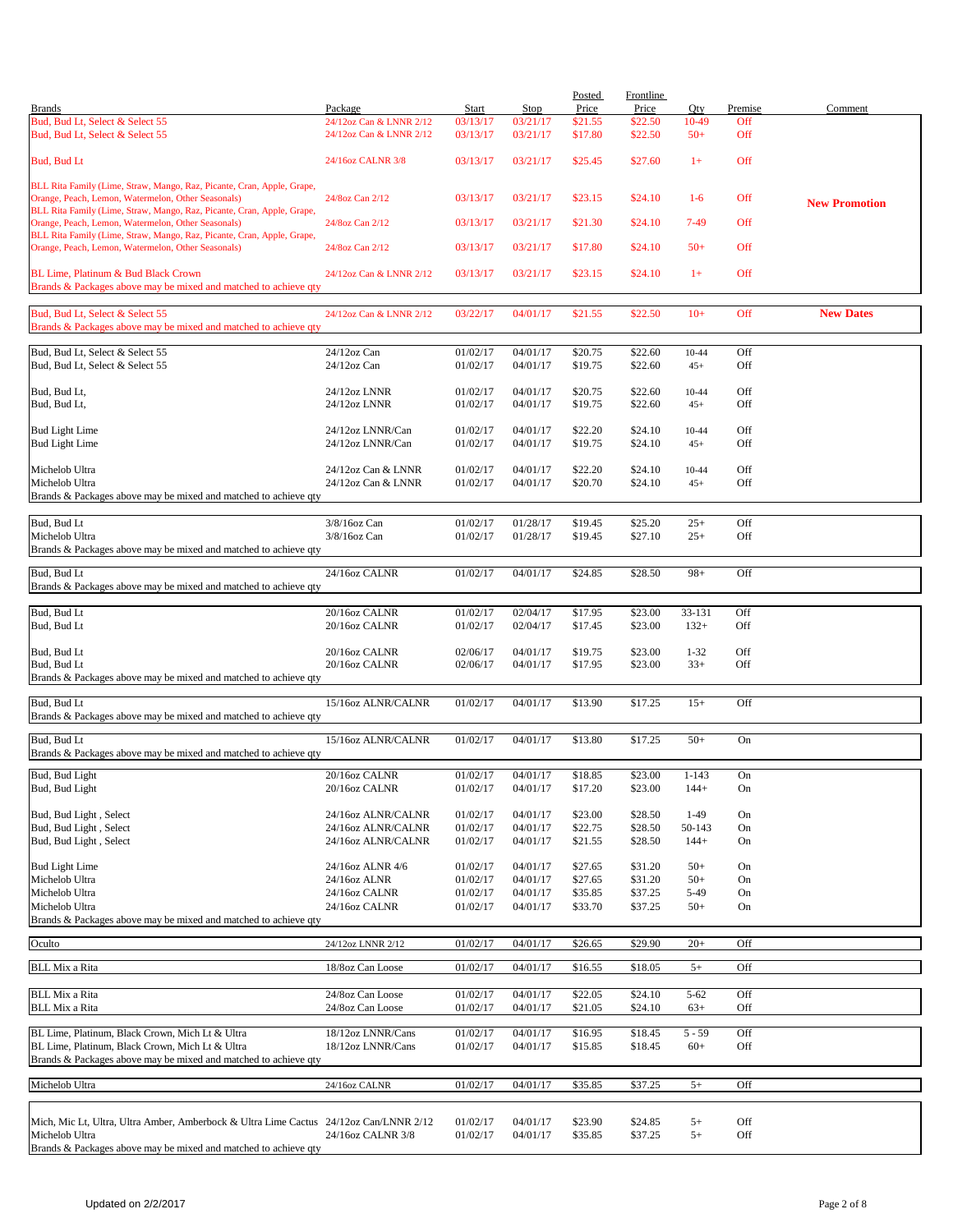| Brands | Package | Start | Stop | Posted Price | Frontline Price | Qty | Premise | Comment |
|---|---|---|---|---|---|---|---|---|
| Bud, Bud Lt, Select & Select 55 | 24/12oz Can & LNNR 2/12 | 03/13/17 | 03/21/17 | $21.55 | $22.50 | 10-49 | Off | |
| Bud, Bud Lt, Select & Select 55 | 24/12oz Can & LNNR 2/12 | 03/13/17 | 03/21/17 | $17.80 | $22.50 | 50+ | Off | |
| Bud, Bud Lt | 24/16oz CALNR 3/8 | 03/13/17 | 03/21/17 | $25.45 | $27.60 | 1+ | Off | |
| BLL Rita Family (Lime, Straw, Mango, Raz, Picante, Cran, Apple, Grape, Orange, Peach, Lemon, Watermelon, Other Seasonals) | 24/8oz Can 2/12 | 03/13/17 | 03/21/17 | $23.15 | $24.10 | 1-6 | Off | **New Promotion** |
| BLL Rita Family (Lime, Straw, Mango, Raz, Picante, Cran, Apple, Grape, Orange, Peach, Lemon, Watermelon, Other Seasonals) | 24/8oz Can 2/12 | 03/13/17 | 03/21/17 | $21.30 | $24.10 | 7-49 | Off | |
| BLL Rita Family (Lime, Straw, Mango, Raz, Picante, Cran, Apple, Grape, Orange, Peach, Lemon, Watermelon, Other Seasonals) | 24/8oz Can 2/12 | 03/13/17 | 03/21/17 | $17.80 | $24.10 | 50+ | Off | |
| BL Lime, Platinum & Bud Black Crown | 24/12oz Can & LNNR 2/12 | 03/13/17 | 03/21/17 | $23.15 | $24.10 | 1+ | Off | |
| Brands & Packages above may be mixed and matched to achieve qty | | | | | | | | |
| Bud, Bud Lt, Select & Select 55 | 24/12oz Can & LNNR 2/12 | 03/22/17 | 04/01/17 | $21.55 | $22.50 | 10+ | Off | **New Dates** |
| Brands & Packages above may be mixed and matched to achieve qty | | | | | | | | |
| Bud, Bud Lt, Select & Select 55 | 24/12oz Can | 01/02/17 | 04/01/17 | $20.75 | $22.60 | 10-44 | Off | |
| Bud, Bud Lt, Select & Select 55 | 24/12oz Can | 01/02/17 | 04/01/17 | $19.75 | $22.60 | 45+ | Off | |
| Bud, Bud Lt, | 24/12oz LNNR | 01/02/17 | 04/01/17 | $20.75 | $22.60 | 10-44 | Off | |
| Bud, Bud Lt, | 24/12oz LNNR | 01/02/17 | 04/01/17 | $19.75 | $22.60 | 45+ | Off | |
| Bud Light Lime | 24/12oz LNNR/Can | 01/02/17 | 04/01/17 | $22.20 | $24.10 | 10-44 | Off | |
| Bud Light Lime | 24/12oz LNNR/Can | 01/02/17 | 04/01/17 | $19.75 | $24.10 | 45+ | Off | |
| Michelob Ultra | 24/12oz Can & LNNR | 01/02/17 | 04/01/17 | $22.20 | $24.10 | 10-44 | Off | |
| Michelob Ultra | 24/12oz Can & LNNR | 01/02/17 | 04/01/17 | $20.70 | $24.10 | 45+ | Off | |
| Brands & Packages above may be mixed and matched to achieve qty | | | | | | | | |
| Bud, Bud Lt | 3/8/16oz Can | 01/02/17 | 01/28/17 | $19.45 | $25.20 | 25+ | Off | |
| Michelob Ultra | 3/8/16oz Can | 01/02/17 | 01/28/17 | $19.45 | $27.10 | 25+ | Off | |
| Brands & Packages above may be mixed and matched to achieve qty | | | | | | | | |
| Bud, Bud Lt | 24/16oz CALNR | 01/02/17 | 04/01/17 | $24.85 | $28.50 | 98+ | Off | |
| Brands & Packages above may be mixed and matched to achieve qty | | | | | | | | |
| Bud, Bud Lt | 20/16oz CALNR | 01/02/17 | 02/04/17 | $17.95 | $23.00 | 33-131 | Off | |
| Bud, Bud Lt | 20/16oz CALNR | 01/02/17 | 02/04/17 | $17.45 | $23.00 | 132+ | Off | |
| Bud, Bud Lt | 20/16oz CALNR | 02/06/17 | 04/01/17 | $19.75 | $23.00 | 1-32 | Off | |
| Bud, Bud Lt | 20/16oz CALNR | 02/06/17 | 04/01/17 | $17.95 | $23.00 | 33+ | Off | |
| Brands & Packages above may be mixed and matched to achieve qty | | | | | | | | |
| Bud, Bud Lt | 15/16oz ALNR/CALNR | 01/02/17 | 04/01/17 | $13.90 | $17.25 | 15+ | Off | |
| Brands & Packages above may be mixed and matched to achieve qty | | | | | | | | |
| Bud, Bud Lt | 15/16oz ALNR/CALNR | 01/02/17 | 04/01/17 | $13.80 | $17.25 | 50+ | On | |
| Brands & Packages above may be mixed and matched to achieve qty | | | | | | | | |
| Bud, Bud Light | 20/16oz CALNR | 01/02/17 | 04/01/17 | $18.85 | $23.00 | 1-143 | On | |
| Bud, Bud Light | 20/16oz CALNR | 01/02/17 | 04/01/17 | $17.20 | $23.00 | 144+ | On | |
| Bud, Bud Light , Select | 24/16oz ALNR/CALNR | 01/02/17 | 04/01/17 | $23.00 | $28.50 | 1-49 | On | |
| Bud, Bud Light , Select | 24/16oz ALNR/CALNR | 01/02/17 | 04/01/17 | $22.75 | $28.50 | 50-143 | On | |
| Bud, Bud Light , Select | 24/16oz ALNR/CALNR | 01/02/17 | 04/01/17 | $21.55 | $28.50 | 144+ | On | |
| Bud Light Lime | 24/16oz ALNR 4/6 | 01/02/17 | 04/01/17 | $27.65 | $31.20 | 50+ | On | |
| Michelob Ultra | 24/16oz ALNR | 01/02/17 | 04/01/17 | $27.65 | $31.20 | 50+ | On | |
| Michelob Ultra | 24/16oz CALNR | 01/02/17 | 04/01/17 | $35.85 | $37.25 | 5-49 | On | |
| Michelob Ultra | 24/16oz CALNR | 01/02/17 | 04/01/17 | $33.70 | $37.25 | 50+ | On | |
| Brands & Packages above may be mixed and matched to achieve qty | | | | | | | | |
| Oculto | 24/12oz LNNR 2/12 | 01/02/17 | 04/01/17 | $26.65 | $29.90 | 20+ | Off | |
| BLL Mix a Rita | 18/8oz Can Loose | 01/02/17 | 04/01/17 | $16.55 | $18.05 | 5+ | Off | |
| BLL Mix a Rita | 24/8oz Can Loose | 01/02/17 | 04/01/17 | $22.05 | $24.10 | 5-62 | Off | |
| BLL Mix a Rita | 24/8oz Can Loose | 01/02/17 | 04/01/17 | $21.05 | $24.10 | 63+ | Off | |
| BL Lime, Platinum, Black Crown, Mich Lt & Ultra | 18/12oz LNNR/Cans | 01/02/17 | 04/01/17 | $16.95 | $18.45 | 5 - 59 | Off | |
| BL Lime, Platinum, Black Crown, Mich Lt & Ultra | 18/12oz LNNR/Cans | 01/02/17 | 04/01/17 | $15.85 | $18.45 | 60+ | Off | |
| Brands & Packages above may be mixed and matched to achieve qty | | | | | | | | |
| Michelob Ultra | 24/16oz CALNR | 01/02/17 | 04/01/17 | $35.85 | $37.25 | 5+ | Off | |
| Mich, Mic Lt, Ultra, Ultra Amber, Amberbock & Ultra Lime Cactus | 24/12oz Can/LNNR 2/12 | 01/02/17 | 04/01/17 | $23.90 | $24.85 | 5+ | Off | |
| Michelob Ultra | 24/16oz CALNR 3/8 | 01/02/17 | 04/01/17 | $35.85 | $37.25 | 5+ | Off | |
| Brands & Packages above may be mixed and matched to achieve qty | | | | | | | | |

Updated on 2/2/2017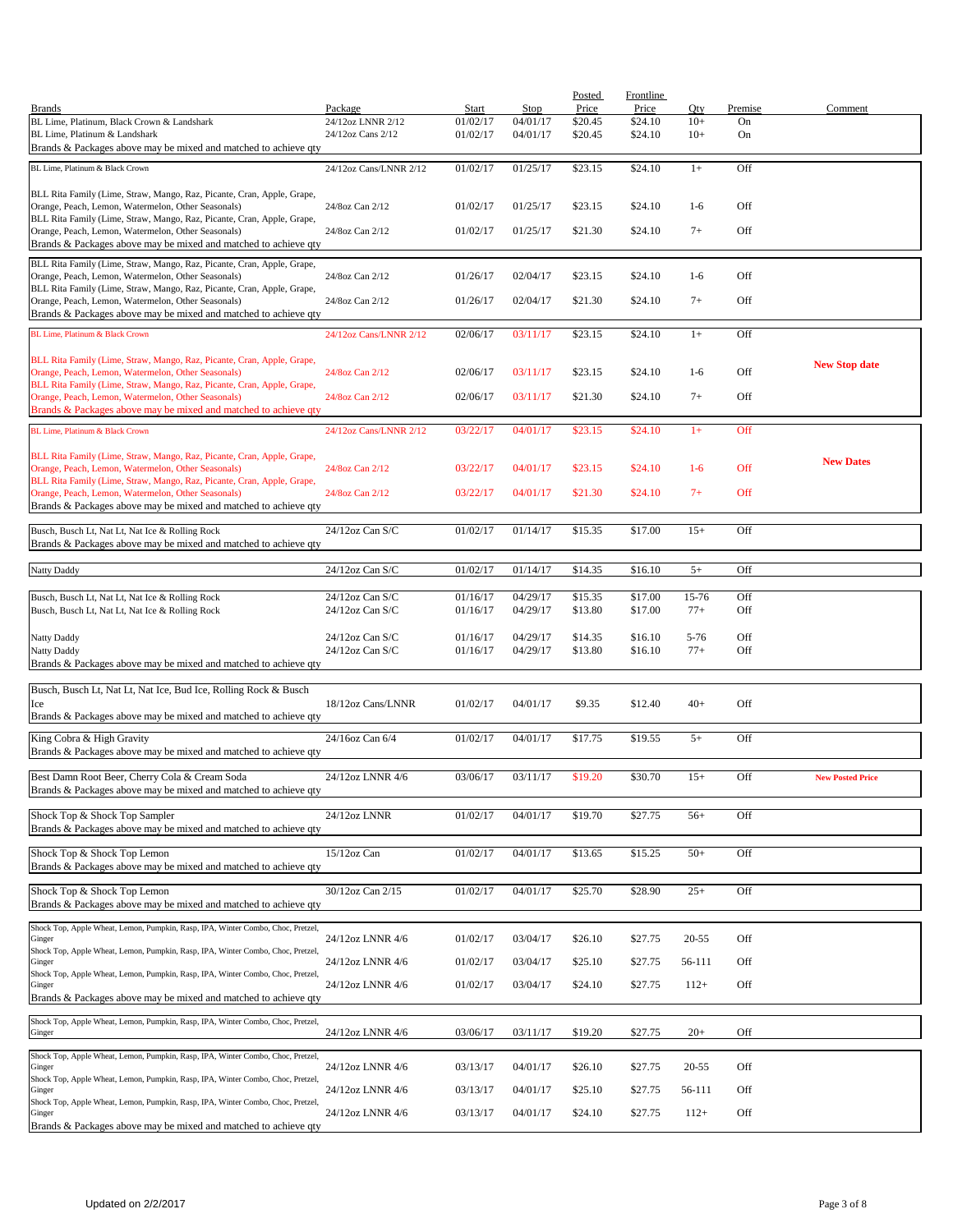| Brands | Package | Start | Stop | Posted Price | Frontline Price | Qty | Premise | Comment |
|---|---|---|---|---|---|---|---|---|
| BL Lime, Platinum, Black Crown & Landshark | 24/12oz LNNR 2/12 | 01/02/17 | 04/01/17 | $20.45 | $24.10 | 10+ | On | |
| BL Lime, Platinum & Landshark | 24/12oz Cans 2/12 | 01/02/17 | 04/01/17 | $20.45 | $24.10 | 10+ | On | |
| Brands & Packages above may be mixed and matched to achieve qty | | | | | | | | |
| BL Lime, Platinum & Black Crown | 24/12oz Cans/LNNR 2/12 | 01/02/17 | 01/25/17 | $23.15 | $24.10 | 1+ | Off | |
| BLL Rita Family (Lime, Straw, Mango, Raz, Picante, Cran, Apple, Grape, Orange, Peach, Lemon, Watermelon, Other Seasonals) | 24/8oz Can 2/12 | 01/02/17 | 01/25/17 | $23.15 | $24.10 | 1-6 | Off | |
| BLL Rita Family (Lime, Straw, Mango, Raz, Picante, Cran, Apple, Grape, Orange, Peach, Lemon, Watermelon, Other Seasonals) | 24/8oz Can 2/12 | 01/02/17 | 01/25/17 | $21.30 | $24.10 | 7+ | Off | |
| Brands & Packages above may be mixed and matched to achieve qty | | | | | | | | |
| BLL Rita Family (Lime, Straw, Mango, Raz, Picante, Cran, Apple, Grape, Orange, Peach, Lemon, Watermelon, Other Seasonals) | 24/8oz Can 2/12 | 01/26/17 | 02/04/17 | $23.15 | $24.10 | 1-6 | Off | |
| BLL Rita Family (Lime, Straw, Mango, Raz, Picante, Cran, Apple, Grape, Orange, Peach, Lemon, Watermelon, Other Seasonals) | 24/8oz Can 2/12 | 01/26/17 | 02/04/17 | $21.30 | $24.10 | 7+ | Off | |
| Brands & Packages above may be mixed and matched to achieve qty | | | | | | | | |
| BL Lime, Platinum & Black Crown | 24/12oz Cans/LNNR 2/12 | 02/06/17 | 03/11/17 | $23.15 | $24.10 | 1+ | Off | |
| BLL Rita Family (Lime, Straw, Mango, Raz, Picante, Cran, Apple, Grape, Orange, Peach, Lemon, Watermelon, Other Seasonals) | 24/8oz Can 2/12 | 02/06/17 | 03/11/17 | $23.15 | $24.10 | 1-6 | Off | **New Stop date** |
| BLL Rita Family (Lime, Straw, Mango, Raz, Picante, Cran, Apple, Grape, Orange, Peach, Lemon, Watermelon, Other Seasonals) | 24/8oz Can 2/12 | 02/06/17 | 03/11/17 | $21.30 | $24.10 | 7+ | Off | |
| Brands & Packages above may be mixed and matched to achieve qty | | | | | | | | |
| BL Lime, Platinum & Black Crown | 24/12oz Cans/LNNR 2/12 | 03/22/17 | 04/01/17 | $23.15 | $24.10 | 1+ | Off | |
| BLL Rita Family (Lime, Straw, Mango, Raz, Picante, Cran, Apple, Grape, Orange, Peach, Lemon, Watermelon, Other Seasonals) | 24/8oz Can 2/12 | 03/22/17 | 04/01/17 | $23.15 | $24.10 | 1-6 | Off | **New Dates** |
| BLL Rita Family (Lime, Straw, Mango, Raz, Picante, Cran, Apple, Grape, Orange, Peach, Lemon, Watermelon, Other Seasonals) | 24/8oz Can 2/12 | 03/22/17 | 04/01/17 | $21.30 | $24.10 | 7+ | Off | |
| Brands & Packages above may be mixed and matched to achieve qty | | | | | | | | |
| Busch, Busch Lt, Nat Lt, Nat Ice & Rolling Rock | 24/12oz Can S/C | 01/02/17 | 01/14/17 | $15.35 | $17.00 | 15+ | Off | |
| Brands & Packages above may be mixed and matched to achieve qty | | | | | | | | |
| Natty Daddy | 24/12oz Can S/C | 01/02/17 | 01/14/17 | $14.35 | $16.10 | 5+ | Off | |
| Busch, Busch Lt, Nat Lt, Nat Ice & Rolling Rock | 24/12oz Can S/C | 01/16/17 | 04/29/17 | $15.35 | $17.00 | 15-76 | Off | |
| Busch, Busch Lt, Nat Lt, Nat Ice & Rolling Rock | 24/12oz Can S/C | 01/16/17 | 04/29/17 | $13.80 | $17.00 | 77+ | Off | |
| Natty Daddy | 24/12oz Can S/C | 01/16/17 | 04/29/17 | $14.35 | $16.10 | 5-76 | Off | |
| Natty Daddy | 24/12oz Can S/C | 01/16/17 | 04/29/17 | $13.80 | $16.10 | 77+ | Off | |
| Brands & Packages above may be mixed and matched to achieve qty | | | | | | | | |
| Busch, Busch Lt, Nat Lt, Nat Ice, Bud Ice, Rolling Rock & Busch Ice | 18/12oz Cans/LNNR | 01/02/17 | 04/01/17 | $9.35 | $12.40 | 40+ | Off | |
| Brands & Packages above may be mixed and matched to achieve qty | | | | | | | | |
| King Cobra & High Gravity | 24/16oz Can 6/4 | 01/02/17 | 04/01/17 | $17.75 | $19.55 | 5+ | Off | |
| Brands & Packages above may be mixed and matched to achieve qty | | | | | | | | |
| Best Damn Root Beer, Cherry Cola & Cream Soda | 24/12oz LNNR 4/6 | 03/06/17 | 03/11/17 | $19.20 | $30.70 | 15+ | Off | **New Posted Price** |
| Brands & Packages above may be mixed and matched to achieve qty | | | | | | | | |
| Shock Top & Shock Top Sampler | 24/12oz LNNR | 01/02/17 | 04/01/17 | $19.70 | $27.75 | 56+ | Off | |
| Brands & Packages above may be mixed and matched to achieve qty | | | | | | | | |
| Shock Top & Shock Top Lemon | 15/12oz Can | 01/02/17 | 04/01/17 | $13.65 | $15.25 | 50+ | Off | |
| Brands & Packages above may be mixed and matched to achieve qty | | | | | | | | |
| Shock Top & Shock Top Lemon | 30/12oz Can 2/15 | 01/02/17 | 04/01/17 | $25.70 | $28.90 | 25+ | Off | |
| Brands & Packages above may be mixed and matched to achieve qty | | | | | | | | |
| Shock Top, Apple Wheat, Lemon, Pumpkin, Rasp, IPA, Winter Combo, Choc, Pretzel, Ginger | 24/12oz LNNR 4/6 | 01/02/17 | 03/04/17 | $26.10 | $27.75 | 20-55 | Off | |
| Shock Top, Apple Wheat, Lemon, Pumpkin, Rasp, IPA, Winter Combo, Choc, Pretzel, Ginger | 24/12oz LNNR 4/6 | 01/02/17 | 03/04/17 | $25.10 | $27.75 | 56-111 | Off | |
| Shock Top, Apple Wheat, Lemon, Pumpkin, Rasp, IPA, Winter Combo, Choc, Pretzel, Ginger | 24/12oz LNNR 4/6 | 01/02/17 | 03/04/17 | $24.10 | $27.75 | 112+ | Off | |
| Brands & Packages above may be mixed and matched to achieve qty | | | | | | | | |
| Shock Top, Apple Wheat, Lemon, Pumpkin, Rasp, IPA, Winter Combo, Choc, Pretzel, Ginger | 24/12oz LNNR 4/6 | 03/06/17 | 03/11/17 | $19.20 | $27.75 | 20+ | Off | |
| Shock Top, Apple Wheat, Lemon, Pumpkin, Rasp, IPA, Winter Combo, Choc, Pretzel, Ginger | 24/12oz LNNR 4/6 | 03/13/17 | 04/01/17 | $26.10 | $27.75 | 20-55 | Off | |
| Shock Top, Apple Wheat, Lemon, Pumpkin, Rasp, IPA, Winter Combo, Choc, Pretzel, Ginger | 24/12oz LNNR 4/6 | 03/13/17 | 04/01/17 | $25.10 | $27.75 | 56-111 | Off | |
| Shock Top, Apple Wheat, Lemon, Pumpkin, Rasp, IPA, Winter Combo, Choc, Pretzel, Ginger | 24/12oz LNNR 4/6 | 03/13/17 | 04/01/17 | $24.10 | $27.75 | 112+ | Off | |
| Brands & Packages above may be mixed and matched to achieve qty | | | | | | | | |

Updated on 2/2/2017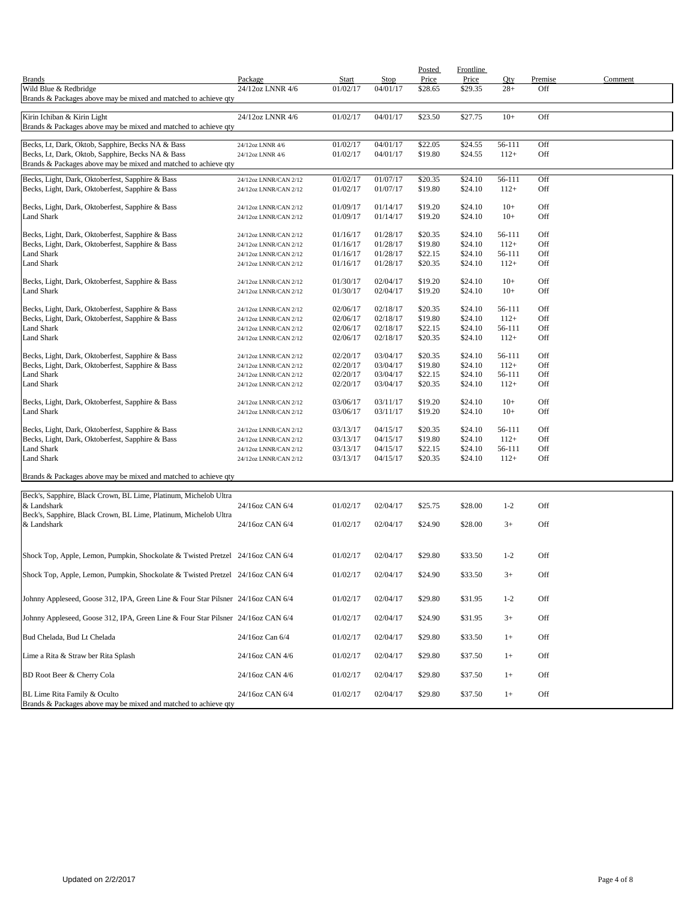| Brands | Package | Start | Stop | Posted Price | Frontline Price | Qty | Premise | Comment |
|---|---|---|---|---|---|---|---|---|
| Wild Blue & Redbridge | 24/12oz LNNR 4/6 | 01/02/17 | 04/01/17 | $28.65 | $29.35 | 28+ | Off | |
| Brands & Packages above may be mixed and matched to achieve qty | | | | | | | | |
| Kirin Ichiban & Kirin Light | 24/12oz LNNR 4/6 | 01/02/17 | 04/01/17 | $23.50 | $27.75 | 10+ | Off | |
| Brands & Packages above may be mixed and matched to achieve qty | | | | | | | | |
| Becks, Lt, Dark, Oktob, Sapphire, Becks NA & Bass | 24/12oz LNNR 4/6 | 01/02/17 | 04/01/17 | $22.05 | $24.55 | 56-111 | Off | |
| Becks, Lt, Dark, Oktob, Sapphire, Becks NA & Bass | 24/12oz LNNR 4/6 | 01/02/17 | 04/01/17 | $19.80 | $24.55 | 112+ | Off | |
| Brands & Packages above may be mixed and matched to achieve qty | | | | | | | | |
| Becks, Light, Dark, Oktoberfest, Sapphire & Bass | 24/12oz LNNR/CAN 2/12 | 01/02/17 | 01/07/17 | $20.35 | $24.10 | 56-111 | Off | |
| Becks, Light, Dark, Oktoberfest, Sapphire & Bass | 24/12oz LNNR/CAN 2/12 | 01/02/17 | 01/07/17 | $19.80 | $24.10 | 112+ | Off | |
| Becks, Light, Dark, Oktoberfest, Sapphire & Bass | 24/12oz LNNR/CAN 2/12 | 01/09/17 | 01/14/17 | $19.20 | $24.10 | 10+ | Off | |
| Land Shark | 24/12oz LNNR/CAN 2/12 | 01/09/17 | 01/14/17 | $19.20 | $24.10 | 10+ | Off | |
| Becks, Light, Dark, Oktoberfest, Sapphire & Bass | 24/12oz LNNR/CAN 2/12 | 01/16/17 | 01/28/17 | $20.35 | $24.10 | 56-111 | Off | |
| Becks, Light, Dark, Oktoberfest, Sapphire & Bass | 24/12oz LNNR/CAN 2/12 | 01/16/17 | 01/28/17 | $19.80 | $24.10 | 112+ | Off | |
| Land Shark | 24/12oz LNNR/CAN 2/12 | 01/16/17 | 01/28/17 | $22.15 | $24.10 | 56-111 | Off | |
| Land Shark | 24/12oz LNNR/CAN 2/12 | 01/16/17 | 01/28/17 | $20.35 | $24.10 | 112+ | Off | |
| Becks, Light, Dark, Oktoberfest, Sapphire & Bass | 24/12oz LNNR/CAN 2/12 | 01/30/17 | 02/04/17 | $19.20 | $24.10 | 10+ | Off | |
| Land Shark | 24/12oz LNNR/CAN 2/12 | 01/30/17 | 02/04/17 | $19.20 | $24.10 | 10+ | Off | |
| Becks, Light, Dark, Oktoberfest, Sapphire & Bass | 24/12oz LNNR/CAN 2/12 | 02/06/17 | 02/18/17 | $20.35 | $24.10 | 56-111 | Off | |
| Becks, Light, Dark, Oktoberfest, Sapphire & Bass | 24/12oz LNNR/CAN 2/12 | 02/06/17 | 02/18/17 | $19.80 | $24.10 | 112+ | Off | |
| Land Shark | 24/12oz LNNR/CAN 2/12 | 02/06/17 | 02/18/17 | $22.15 | $24.10 | 56-111 | Off | |
| Land Shark | 24/12oz LNNR/CAN 2/12 | 02/06/17 | 02/18/17 | $20.35 | $24.10 | 112+ | Off | |
| Becks, Light, Dark, Oktoberfest, Sapphire & Bass | 24/12oz LNNR/CAN 2/12 | 02/20/17 | 03/04/17 | $20.35 | $24.10 | 56-111 | Off | |
| Becks, Light, Dark, Oktoberfest, Sapphire & Bass | 24/12oz LNNR/CAN 2/12 | 02/20/17 | 03/04/17 | $19.80 | $24.10 | 112+ | Off | |
| Land Shark | 24/12oz LNNR/CAN 2/12 | 02/20/17 | 03/04/17 | $22.15 | $24.10 | 56-111 | Off | |
| Land Shark | 24/12oz LNNR/CAN 2/12 | 02/20/17 | 03/04/17 | $20.35 | $24.10 | 112+ | Off | |
| Becks, Light, Dark, Oktoberfest, Sapphire & Bass | 24/12oz LNNR/CAN 2/12 | 03/06/17 | 03/11/17 | $19.20 | $24.10 | 10+ | Off | |
| Land Shark | 24/12oz LNNR/CAN 2/12 | 03/06/17 | 03/11/17 | $19.20 | $24.10 | 10+ | Off | |
| Becks, Light, Dark, Oktoberfest, Sapphire & Bass | 24/12oz LNNR/CAN 2/12 | 03/13/17 | 04/15/17 | $20.35 | $24.10 | 56-111 | Off | |
| Becks, Light, Dark, Oktoberfest, Sapphire & Bass | 24/12oz LNNR/CAN 2/12 | 03/13/17 | 04/15/17 | $19.80 | $24.10 | 112+ | Off | |
| Land Shark | 24/12oz LNNR/CAN 2/12 | 03/13/17 | 04/15/17 | $22.15 | $24.10 | 56-111 | Off | |
| Land Shark | 24/12oz LNNR/CAN 2/12 | 03/13/17 | 04/15/17 | $20.35 | $24.10 | 112+ | Off | |
| Brands & Packages above may be mixed and matched to achieve qty | | | | | | | | |
| Beck's, Sapphire, Black Crown, BL Lime, Platinum, Michelob Ultra & Landshark | 24/16oz CAN 6/4 | 01/02/17 | 02/04/17 | $25.75 | $28.00 | 1-2 | Off | |
| Beck's, Sapphire, Black Crown, BL Lime, Platinum, Michelob Ultra & Landshark | 24/16oz CAN 6/4 | 01/02/17 | 02/04/17 | $24.90 | $28.00 | 3+ | Off | |
| Shock Top, Apple, Lemon, Pumpkin, Shockolate & Twisted Pretzel | 24/16oz CAN 6/4 | 01/02/17 | 02/04/17 | $29.80 | $33.50 | 1-2 | Off | |
| Shock Top, Apple, Lemon, Pumpkin, Shockolate & Twisted Pretzel | 24/16oz CAN 6/4 | 01/02/17 | 02/04/17 | $24.90 | $33.50 | 3+ | Off | |
| Johnny Appleseed, Goose 312, IPA, Green Line & Four Star Pilsner | 24/16oz CAN 6/4 | 01/02/17 | 02/04/17 | $29.80 | $31.95 | 1-2 | Off | |
| Johnny Appleseed, Goose 312, IPA, Green Line & Four Star Pilsner | 24/16oz CAN 6/4 | 01/02/17 | 02/04/17 | $24.90 | $31.95 | 3+ | Off | |
| Bud Chelada, Bud Lt Chelada | 24/16oz Can 6/4 | 01/02/17 | 02/04/17 | $29.80 | $33.50 | 1+ | Off | |
| Lime a Rita & Straw ber Rita Splash | 24/16oz CAN 4/6 | 01/02/17 | 02/04/17 | $29.80 | $37.50 | 1+ | Off | |
| BD Root Beer & Cherry Cola | 24/16oz CAN 4/6 | 01/02/17 | 02/04/17 | $29.80 | $37.50 | 1+ | Off | |
| BL Lime Rita Family & Oculto | 24/16oz CAN 6/4 | 01/02/17 | 02/04/17 | $29.80 | $37.50 | 1+ | Off | |
| Brands & Packages above may be mixed and matched to achieve qty | | | | | | | | |

Updated on 2/2/2017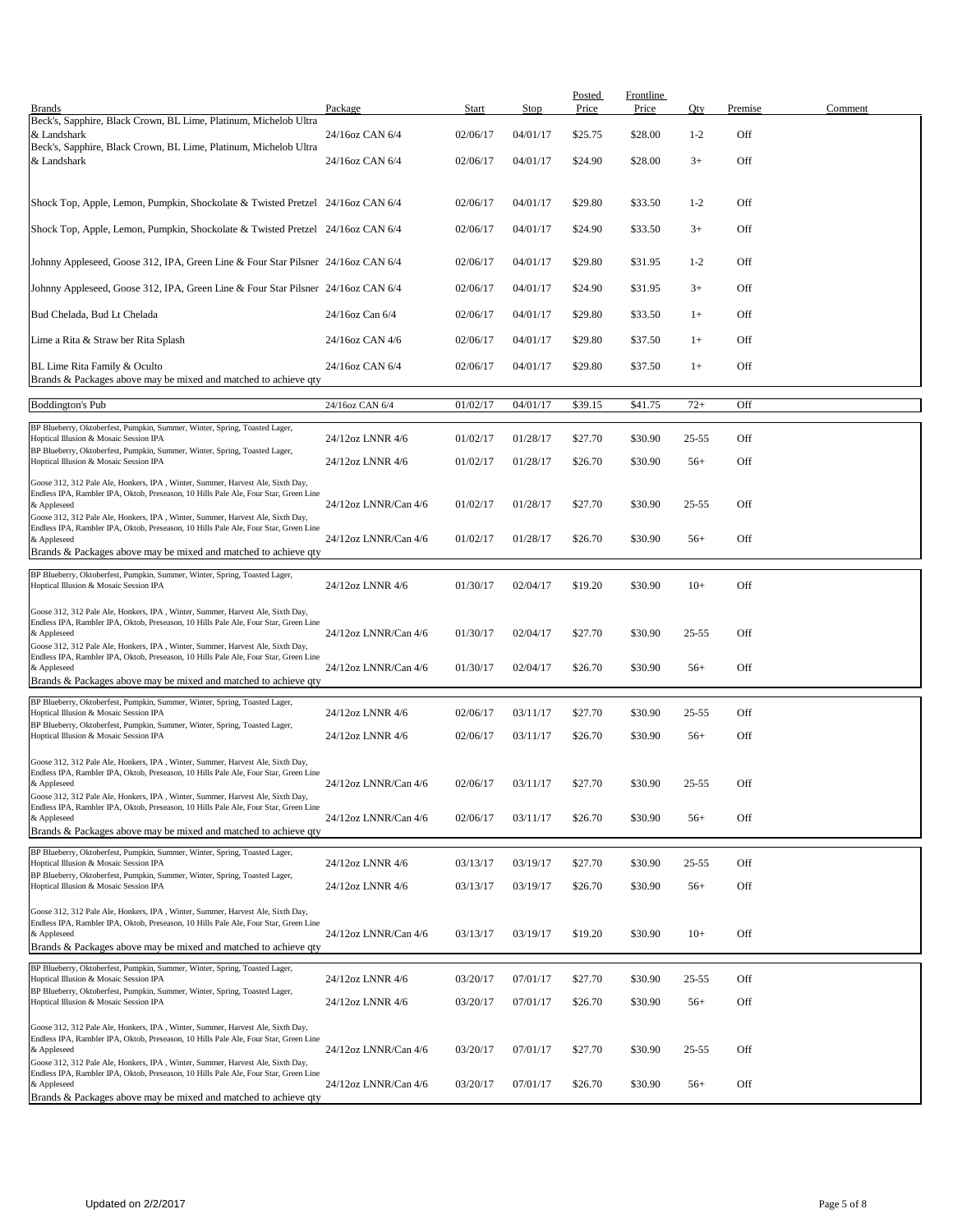| Brands | Package | Start | Stop | Posted Price | Frontline Price | Qty | Premise | Comment |
|---|---|---|---|---|---|---|---|---|
| Beck's, Sapphire, Black Crown, BL Lime, Platinum, Michelob Ultra & Landshark | 24/16oz CAN 6/4 | 02/06/17 | 04/01/17 | $25.75 | $28.00 | 1-2 | Off | |
| Beck's, Sapphire, Black Crown, BL Lime, Platinum, Michelob Ultra & Landshark | 24/16oz CAN 6/4 | 02/06/17 | 04/01/17 | $24.90 | $28.00 | 3+ | Off | |
| Shock Top, Apple, Lemon, Pumpkin, Shockolate & Twisted Pretzel | 24/16oz CAN 6/4 | 02/06/17 | 04/01/17 | $29.80 | $33.50 | 1-2 | Off | |
| Shock Top, Apple, Lemon, Pumpkin, Shockolate & Twisted Pretzel | 24/16oz CAN 6/4 | 02/06/17 | 04/01/17 | $24.90 | $33.50 | 3+ | Off | |
| Johnny Appleseed, Goose 312, IPA, Green Line & Four Star Pilsner | 24/16oz CAN 6/4 | 02/06/17 | 04/01/17 | $29.80 | $31.95 | 1-2 | Off | |
| Johnny Appleseed, Goose 312, IPA, Green Line & Four Star Pilsner | 24/16oz CAN 6/4 | 02/06/17 | 04/01/17 | $24.90 | $31.95 | 3+ | Off | |
| Bud Chelada, Bud Lt Chelada | 24/16oz Can 6/4 | 02/06/17 | 04/01/17 | $29.80 | $33.50 | 1+ | Off | |
| Lime a Rita & Straw ber Rita Splash | 24/16oz CAN 4/6 | 02/06/17 | 04/01/17 | $29.80 | $37.50 | 1+ | Off | |
| BL Lime Rita Family & Oculto | 24/16oz CAN 6/4 | 02/06/17 | 04/01/17 | $29.80 | $37.50 | 1+ | Off | |
| Brands & Packages above may be mixed and matched to achieve qty | | | | | | | | |
| Boddington's Pub | 24/16oz CAN 6/4 | 01/02/17 | 04/01/17 | $39.15 | $41.75 | 72+ | Off | |
| BP Blueberry, Oktoberfest, Pumpkin, Summer, Winter, Spring, Toasted Lager, Hoptical Illusion & Mosaic Session IPA | 24/12oz LNNR 4/6 | 01/02/17 | 01/28/17 | $27.70 | $30.90 | 25-55 | Off | |
| BP Blueberry, Oktoberfest, Pumpkin, Summer, Winter, Spring, Toasted Lager, Hoptical Illusion & Mosaic Session IPA | 24/12oz LNNR 4/6 | 01/02/17 | 01/28/17 | $26.70 | $30.90 | 56+ | Off | |
| Goose 312, 312 Pale Ale, Honkers, IPA , Winter, Summer, Harvest Ale, Sixth Day, Endless IPA, Rambler IPA, Oktob, Preseason, 10 Hills Pale Ale, Four Star, Green Line & Appleseed | 24/12oz LNNR/Can 4/6 | 01/02/17 | 01/28/17 | $27.70 | $30.90 | 25-55 | Off | |
| Goose 312, 312 Pale Ale, Honkers, IPA , Winter, Summer, Harvest Ale, Sixth Day, Endless IPA, Rambler IPA, Oktob, Preseason, 10 Hills Pale Ale, Four Star, Green Line & Appleseed | 24/12oz LNNR/Can 4/6 | 01/02/17 | 01/28/17 | $26.70 | $30.90 | 56+ | Off | |
| Brands & Packages above may be mixed and matched to achieve qty | | | | | | | | |
| BP Blueberry, Oktoberfest, Pumpkin, Summer, Winter, Spring, Toasted Lager, Hoptical Illusion & Mosaic Session IPA | 24/12oz LNNR 4/6 | 01/30/17 | 02/04/17 | $19.20 | $30.90 | 10+ | Off | |
| Goose 312, 312 Pale Ale, Honkers, IPA , Winter, Summer, Harvest Ale, Sixth Day, Endless IPA, Rambler IPA, Oktob, Preseason, 10 Hills Pale Ale, Four Star, Green Line & Appleseed | 24/12oz LNNR/Can 4/6 | 01/30/17 | 02/04/17 | $27.70 | $30.90 | 25-55 | Off | |
| Goose 312, 312 Pale Ale, Honkers, IPA , Winter, Summer, Harvest Ale, Sixth Day, Endless IPA, Rambler IPA, Oktob, Preseason, 10 Hills Pale Ale, Four Star, Green Line & Appleseed | 24/12oz LNNR/Can 4/6 | 01/30/17 | 02/04/17 | $26.70 | $30.90 | 56+ | Off | |
| Brands & Packages above may be mixed and matched to achieve qty | | | | | | | | |
| BP Blueberry, Oktoberfest, Pumpkin, Summer, Winter, Spring, Toasted Lager, Hoptical Illusion & Mosaic Session IPA | 24/12oz LNNR 4/6 | 02/06/17 | 03/11/17 | $27.70 | $30.90 | 25-55 | Off | |
| BP Blueberry, Oktoberfest, Pumpkin, Summer, Winter, Spring, Toasted Lager, Hoptical Illusion & Mosaic Session IPA | 24/12oz LNNR 4/6 | 02/06/17 | 03/11/17 | $26.70 | $30.90 | 56+ | Off | |
| Goose 312, 312 Pale Ale, Honkers, IPA , Winter, Summer, Harvest Ale, Sixth Day, Endless IPA, Rambler IPA, Oktob, Preseason, 10 Hills Pale Ale, Four Star, Green Line & Appleseed | 24/12oz LNNR/Can 4/6 | 02/06/17 | 03/11/17 | $27.70 | $30.90 | 25-55 | Off | |
| Goose 312, 312 Pale Ale, Honkers, IPA , Winter, Summer, Harvest Ale, Sixth Day, Endless IPA, Rambler IPA, Oktob, Preseason, 10 Hills Pale Ale, Four Star, Green Line & Appleseed | 24/12oz LNNR/Can 4/6 | 02/06/17 | 03/11/17 | $26.70 | $30.90 | 56+ | Off | |
| Brands & Packages above may be mixed and matched to achieve qty | | | | | | | | |
| BP Blueberry, Oktoberfest, Pumpkin, Summer, Winter, Spring, Toasted Lager, Hoptical Illusion & Mosaic Session IPA | 24/12oz LNNR 4/6 | 03/13/17 | 03/19/17 | $27.70 | $30.90 | 25-55 | Off | |
| BP Blueberry, Oktoberfest, Pumpkin, Summer, Winter, Spring, Toasted Lager, Hoptical Illusion & Mosaic Session IPA | 24/12oz LNNR 4/6 | 03/13/17 | 03/19/17 | $26.70 | $30.90 | 56+ | Off | |
| Goose 312, 312 Pale Ale, Honkers, IPA , Winter, Summer, Harvest Ale, Sixth Day, Endless IPA, Rambler IPA, Oktob, Preseason, 10 Hills Pale Ale, Four Star, Green Line & Appleseed | 24/12oz LNNR/Can 4/6 | 03/13/17 | 03/19/17 | $19.20 | $30.90 | 10+ | Off | |
| Brands & Packages above may be mixed and matched to achieve qty | | | | | | | | |
| BP Blueberry, Oktoberfest, Pumpkin, Summer, Winter, Spring, Toasted Lager, Hoptical Illusion & Mosaic Session IPA | 24/12oz LNNR 4/6 | 03/20/17 | 07/01/17 | $27.70 | $30.90 | 25-55 | Off | |
| BP Blueberry, Oktoberfest, Pumpkin, Summer, Winter, Spring, Toasted Lager, Hoptical Illusion & Mosaic Session IPA | 24/12oz LNNR 4/6 | 03/20/17 | 07/01/17 | $26.70 | $30.90 | 56+ | Off | |
| Goose 312, 312 Pale Ale, Honkers, IPA , Winter, Summer, Harvest Ale, Sixth Day, Endless IPA, Rambler IPA, Oktob, Preseason, 10 Hills Pale Ale, Four Star, Green Line & Appleseed | 24/12oz LNNR/Can 4/6 | 03/20/17 | 07/01/17 | $27.70 | $30.90 | 25-55 | Off | |
| Goose 312, 312 Pale Ale, Honkers, IPA , Winter, Summer, Harvest Ale, Sixth Day, Endless IPA, Rambler IPA, Oktob, Preseason, 10 Hills Pale Ale, Four Star, Green Line & Appleseed | 24/12oz LNNR/Can 4/6 | 03/20/17 | 07/01/17 | $26.70 | $30.90 | 56+ | Off | |
| Brands & Packages above may be mixed and matched to achieve qty | | | | | | | | |

Updated on 2/2/2017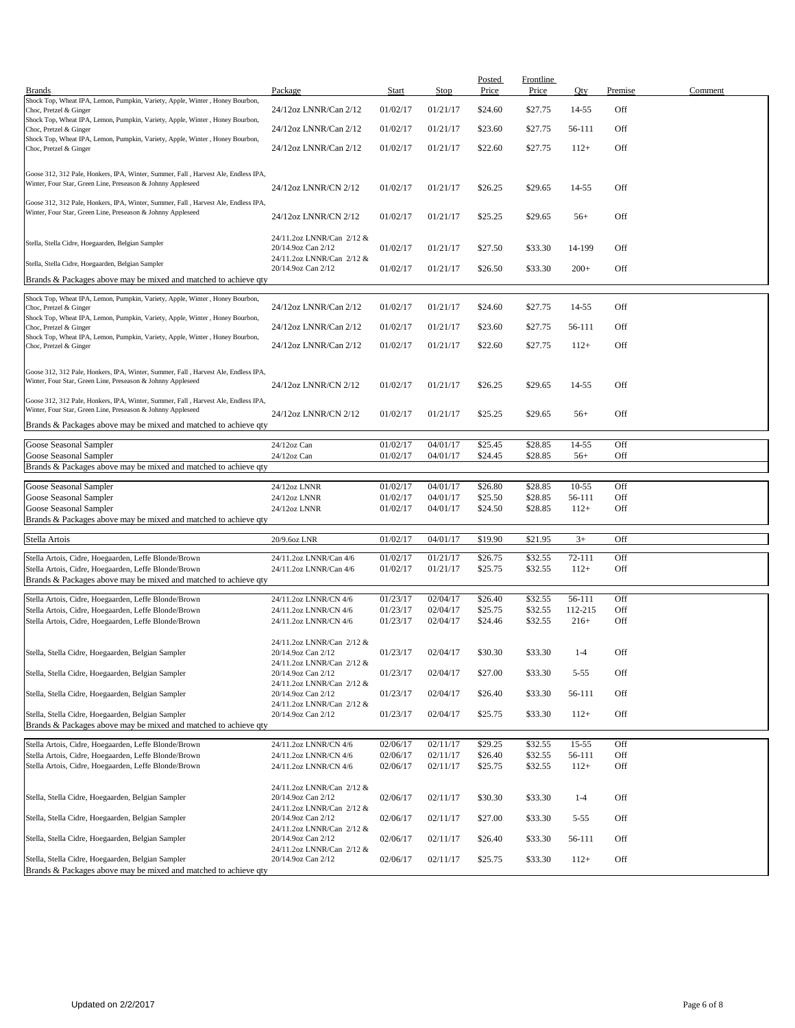| Brands | Package | Start | Stop | Posted Price | Frontline Price | Qty | Premise | Comment |
|---|---|---|---|---|---|---|---|---|
| Shock Top, Wheat IPA, Lemon, Pumpkin, Variety, Apple, Winter , Honey Bourbon, Choc, Pretzel & Ginger | 24/12oz LNNR/Can 2/12 | 01/02/17 | 01/21/17 | $24.60 | $27.75 | 14-55 | Off | |
| Shock Top, Wheat IPA, Lemon, Pumpkin, Variety, Apple, Winter , Honey Bourbon, Choc, Pretzel & Ginger | 24/12oz LNNR/Can 2/12 | 01/02/17 | 01/21/17 | $23.60 | $27.75 | 56-111 | Off | |
| Shock Top, Wheat IPA, Lemon, Pumpkin, Variety, Apple, Winter , Honey Bourbon, Choc, Pretzel & Ginger | 24/12oz LNNR/Can 2/12 | 01/02/17 | 01/21/17 | $22.60 | $27.75 | 112+ | Off | |
| Goose 312, 312 Pale, Honkers, IPA, Winter, Summer, Fall , Harvest Ale, Endless IPA, Winter, Four Star, Green Line, Preseason & Johnny Appleseed | 24/12oz LNNR/CN 2/12 | 01/02/17 | 01/21/17 | $26.25 | $29.65 | 14-55 | Off | |
| Goose 312, 312 Pale, Honkers, IPA, Winter, Summer, Fall , Harvest Ale, Endless IPA, Winter, Four Star, Green Line, Preseason & Johnny Appleseed | 24/12oz LNNR/CN 2/12 | 01/02/17 | 01/21/17 | $25.25 | $29.65 | 56+ | Off | |
| Stella, Stella Cidre, Hoegaarden, Belgian Sampler | 24/11.2oz LNNR/Can 2/12 & 20/14.9oz Can 2/12 | 01/02/17 | 01/21/17 | $27.50 | $33.30 | 14-199 | Off | |
| Stella, Stella Cidre, Hoegaarden, Belgian Sampler | 24/11.2oz LNNR/Can 2/12 & 20/14.9oz Can 2/12 | 01/02/17 | 01/21/17 | $26.50 | $33.30 | 200+ | Off | |
| Brands & Packages above may be mixed and matched to achieve qty | | | | | | | | |
| Shock Top, Wheat IPA, Lemon, Pumpkin, Variety, Apple, Winter , Honey Bourbon, Choc, Pretzel & Ginger | 24/12oz LNNR/Can 2/12 | 01/02/17 | 01/21/17 | $24.60 | $27.75 | 14-55 | Off | |
| Shock Top, Wheat IPA, Lemon, Pumpkin, Variety, Apple, Winter , Honey Bourbon, Choc, Pretzel & Ginger | 24/12oz LNNR/Can 2/12 | 01/02/17 | 01/21/17 | $23.60 | $27.75 | 56-111 | Off | |
| Shock Top, Wheat IPA, Lemon, Pumpkin, Variety, Apple, Winter , Honey Bourbon, Choc, Pretzel & Ginger | 24/12oz LNNR/Can 2/12 | 01/02/17 | 01/21/17 | $22.60 | $27.75 | 112+ | Off | |
| Goose 312, 312 Pale, Honkers, IPA, Winter, Summer, Fall , Harvest Ale, Endless IPA, Winter, Four Star, Green Line, Preseason & Johnny Appleseed | 24/12oz LNNR/CN 2/12 | 01/02/17 | 01/21/17 | $26.25 | $29.65 | 14-55 | Off | |
| Goose 312, 312 Pale, Honkers, IPA, Winter, Summer, Fall , Harvest Ale, Endless IPA, Winter, Four Star, Green Line, Preseason & Johnny Appleseed | 24/12oz LNNR/CN 2/12 | 01/02/17 | 01/21/17 | $25.25 | $29.65 | 56+ | Off | |
| Brands & Packages above may be mixed and matched to achieve qty | | | | | | | | |
| Goose Seasonal Sampler | 24/12oz Can | 01/02/17 | 04/01/17 | $25.45 | $28.85 | 14-55 | Off | |
| Goose Seasonal Sampler | 24/12oz Can | 01/02/17 | 04/01/17 | $24.45 | $28.85 | 56+ | Off | |
| Brands & Packages above may be mixed and matched to achieve qty | | | | | | | | |
| Goose Seasonal Sampler | 24/12oz LNNR | 01/02/17 | 04/01/17 | $26.80 | $28.85 | 10-55 | Off | |
| Goose Seasonal Sampler | 24/12oz LNNR | 01/02/17 | 04/01/17 | $25.50 | $28.85 | 56-111 | Off | |
| Goose Seasonal Sampler | 24/12oz LNNR | 01/02/17 | 04/01/17 | $24.50 | $28.85 | 112+ | Off | |
| Brands & Packages above may be mixed and matched to achieve qty | | | | | | | | |
| Stella Artois | 20/9.6oz LNR | 01/02/17 | 04/01/17 | $19.90 | $21.95 | 3+ | Off | |
| Stella Artois, Cidre, Hoegaarden, Leffe Blonde/Brown | 24/11.2oz LNNR/Can 4/6 | 01/02/17 | 01/21/17 | $26.75 | $32.55 | 72-111 | Off | |
| Stella Artois, Cidre, Hoegaarden, Leffe Blonde/Brown | 24/11.2oz LNNR/Can 4/6 | 01/02/17 | 01/21/17 | $25.75 | $32.55 | 112+ | Off | |
| Brands & Packages above may be mixed and matched to achieve qty | | | | | | | | |
| Stella Artois, Cidre, Hoegaarden, Leffe Blonde/Brown | 24/11.2oz LNNR/CN 4/6 | 01/23/17 | 02/04/17 | $26.40 | $32.55 | 56-111 | Off | |
| Stella Artois, Cidre, Hoegaarden, Leffe Blonde/Brown | 24/11.2oz LNNR/CN 4/6 | 01/23/17 | 02/04/17 | $25.75 | $32.55 | 112-215 | Off | |
| Stella Artois, Cidre, Hoegaarden, Leffe Blonde/Brown | 24/11.2oz LNNR/CN 4/6 | 01/23/17 | 02/04/17 | $24.46 | $32.55 | 216+ | Off | |
| Stella, Stella Cidre, Hoegaarden, Belgian Sampler | 24/11.2oz LNNR/Can 2/12 & 20/14.9oz Can 2/12 | 01/23/17 | 02/04/17 | $30.30 | $33.30 | 1-4 | Off | |
| Stella, Stella Cidre, Hoegaarden, Belgian Sampler | 24/11.2oz LNNR/Can 2/12 & 20/14.9oz Can 2/12 | 01/23/17 | 02/04/17 | $27.00 | $33.30 | 5-55 | Off | |
| Stella, Stella Cidre, Hoegaarden, Belgian Sampler | 24/11.2oz LNNR/Can 2/12 & 20/14.9oz Can 2/12 | 01/23/17 | 02/04/17 | $26.40 | $33.30 | 56-111 | Off | |
| Stella, Stella Cidre, Hoegaarden, Belgian Sampler | 24/11.2oz LNNR/Can 2/12 & 20/14.9oz Can 2/12 | 01/23/17 | 02/04/17 | $25.75 | $33.30 | 112+ | Off | |
| Brands & Packages above may be mixed and matched to achieve qty | | | | | | | | |
| Stella Artois, Cidre, Hoegaarden, Leffe Blonde/Brown | 24/11.2oz LNNR/CN 4/6 | 02/06/17 | 02/11/17 | $29.25 | $32.55 | 15-55 | Off | |
| Stella Artois, Cidre, Hoegaarden, Leffe Blonde/Brown | 24/11.2oz LNNR/CN 4/6 | 02/06/17 | 02/11/17 | $26.40 | $32.55 | 56-111 | Off | |
| Stella Artois, Cidre, Hoegaarden, Leffe Blonde/Brown | 24/11.2oz LNNR/CN 4/6 | 02/06/17 | 02/11/17 | $25.75 | $32.55 | 112+ | Off | |
| Stella, Stella Cidre, Hoegaarden, Belgian Sampler | 24/11.2oz LNNR/Can 2/12 & 20/14.9oz Can 2/12 | 02/06/17 | 02/11/17 | $30.30 | $33.30 | 1-4 | Off | |
| Stella, Stella Cidre, Hoegaarden, Belgian Sampler | 24/11.2oz LNNR/Can 2/12 & 20/14.9oz Can 2/12 | 02/06/17 | 02/11/17 | $27.00 | $33.30 | 5-55 | Off | |
| Stella, Stella Cidre, Hoegaarden, Belgian Sampler | 24/11.2oz LNNR/Can 2/12 & 20/14.9oz Can 2/12 | 02/06/17 | 02/11/17 | $26.40 | $33.30 | 56-111 | Off | |
| Stella, Stella Cidre, Hoegaarden, Belgian Sampler | 24/11.2oz LNNR/Can 2/12 & 20/14.9oz Can 2/12 | 02/06/17 | 02/11/17 | $25.75 | $33.30 | 112+ | Off | |
| Brands & Packages above may be mixed and matched to achieve qty | | | | | | | | |

Updated on 2/2/2017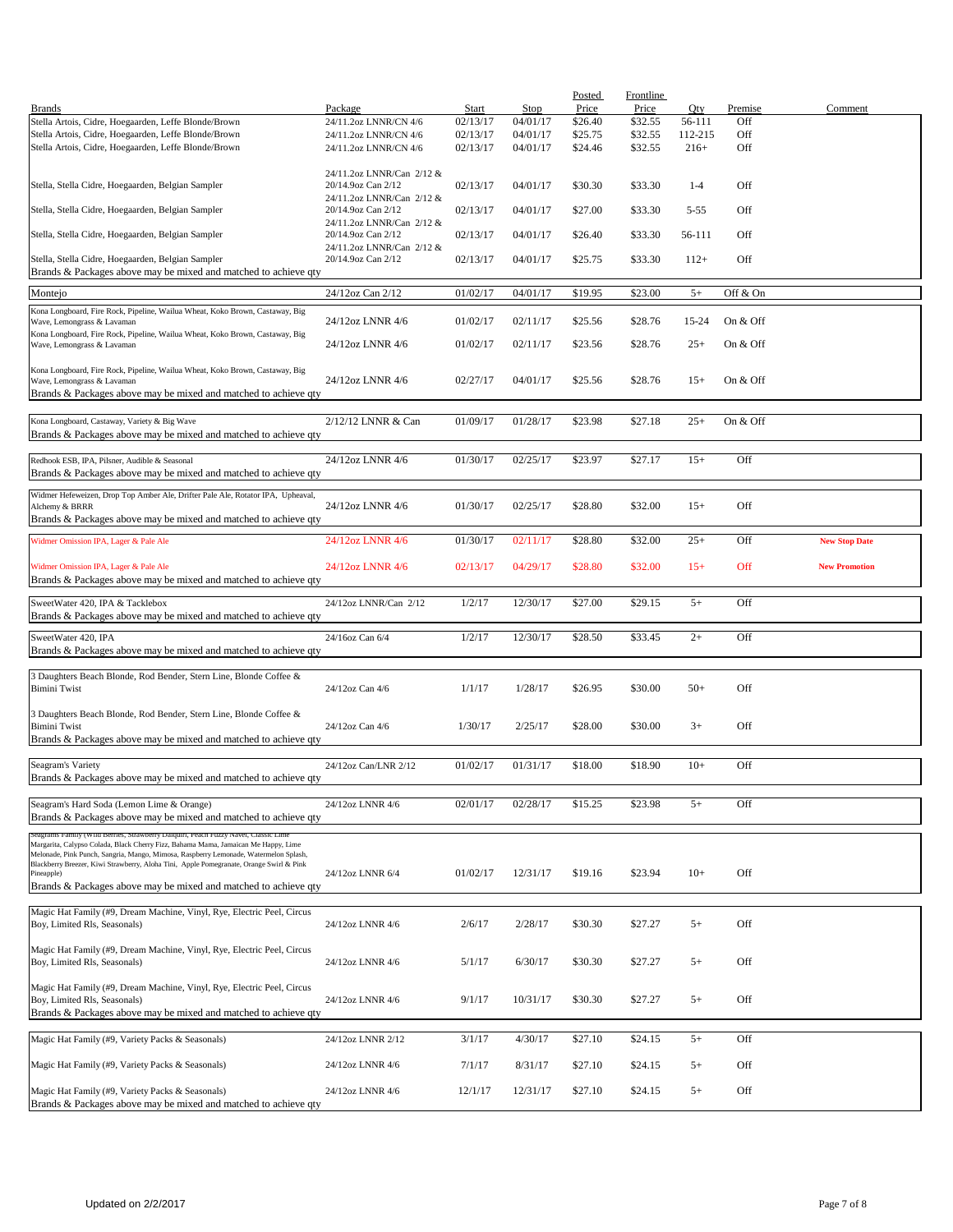| Brands | Package | Start | Stop | Posted Price | Frontline Price | Qty | Premise | Comment |
|---|---|---|---|---|---|---|---|---|
| Stella Artois, Cidre, Hoegaarden, Leffe Blonde/Brown | 24/11.2oz LNNR/CN 4/6 | 02/13/17 | 04/01/17 | $26.40 | $32.55 | 56-111 | Off | |
| Stella Artois, Cidre, Hoegaarden, Leffe Blonde/Brown | 24/11.2oz LNNR/CN 4/6 | 02/13/17 | 04/01/17 | $25.75 | $32.55 | 112-215 | Off | |
| Stella Artois, Cidre, Hoegaarden, Leffe Blonde/Brown | 24/11.2oz LNNR/CN 4/6 | 02/13/17 | 04/01/17 | $24.46 | $32.55 | 216+ | Off | |
| Stella, Stella Cidre, Hoegaarden, Belgian Sampler | 24/11.2oz LNNR/Can 2/12 & 20/14.9oz Can 2/12 | 02/13/17 | 04/01/17 | $30.30 | $33.30 | 1-4 | Off | |
| Stella, Stella Cidre, Hoegaarden, Belgian Sampler | 24/11.2oz LNNR/Can 2/12 & 20/14.9oz Can 2/12 | 02/13/17 | 04/01/17 | $27.00 | $33.30 | 5-55 | Off | |
| Stella, Stella Cidre, Hoegaarden, Belgian Sampler | 24/11.2oz LNNR/Can 2/12 & 20/14.9oz Can 2/12 | 02/13/17 | 04/01/17 | $26.40 | $33.30 | 56-111 | Off | |
| Stella, Stella Cidre, Hoegaarden, Belgian Sampler | 24/11.2oz LNNR/Can 2/12 & 20/14.9oz Can 2/12 | 02/13/17 | 04/01/17 | $25.75 | $33.30 | 112+ | Off | |
| Brands & Packages above may be mixed and matched to achieve qty | | | | | | | | |
| Montejo | 24/12oz Can 2/12 | 01/02/17 | 04/01/17 | $19.95 | $23.00 | 5+ | Off & On | |
| Kona Longboard, Fire Rock, Pipeline, Wailua Wheat, Koko Brown, Castaway, Big Wave, Lemongrass & Lavaman | 24/12oz LNNR 4/6 | 01/02/17 | 02/11/17 | $25.56 | $28.76 | 15-24 | On & Off | |
| Kona Longboard, Fire Rock, Pipeline, Wailua Wheat, Koko Brown, Castaway, Big Wave, Lemongrass & Lavaman | 24/12oz LNNR 4/6 | 01/02/17 | 02/11/17 | $23.56 | $28.76 | 25+ | On & Off | |
| Kona Longboard, Fire Rock, Pipeline, Wailua Wheat, Koko Brown, Castaway, Big Wave, Lemongrass & Lavaman | 24/12oz LNNR 4/6 | 02/27/17 | 04/01/17 | $25.56 | $28.76 | 15+ | On & Off | |
| Brands & Packages above may be mixed and matched to achieve qty | | | | | | | | |
| Kona Longboard, Castaway, Variety & Big Wave | 2/12/12 LNNR & Can | 01/09/17 | 01/28/17 | $23.98 | $27.18 | 25+ | On & Off | |
| Brands & Packages above may be mixed and matched to achieve qty | | | | | | | | |
| Redhook ESB, IPA, Pilsner, Audible & Seasonal | 24/12oz LNNR 4/6 | 01/30/17 | 02/25/17 | $23.97 | $27.17 | 15+ | Off | |
| Brands & Packages above may be mixed and matched to achieve qty | | | | | | | | |
| Widmer Hefeweizen, Drop Top Amber Ale, Drifter Pale Ale, Rotator IPA, Upheaval, Alchemy & BRRR | 24/12oz LNNR 4/6 | 01/30/17 | 02/25/17 | $28.80 | $32.00 | 15+ | Off | |
| Brands & Packages above may be mixed and matched to achieve qty | | | | | | | | |
| Widmer Omission IPA, Lager & Pale Ale | 24/12oz LNNR 4/6 | 01/30/17 | 02/11/17 | $28.80 | $32.00 | 25+ | Off | **New Stop Date** |
| Widmer Omission IPA, Lager & Pale Ale | 24/12oz LNNR 4/6 | 02/13/17 | 04/29/17 | $28.80 | $32.00 | 15+ | Off | **New Promotion** |
| Brands & Packages above may be mixed and matched to achieve qty | | | | | | | | |
| SweetWater 420, IPA & Tacklebox | 24/12oz LNNR/Can 2/12 | 1/2/17 | 12/30/17 | $27.00 | $29.15 | 5+ | Off | |
| Brands & Packages above may be mixed and matched to achieve qty | | | | | | | | |
| SweetWater 420, IPA | 24/16oz Can 6/4 | 1/2/17 | 12/30/17 | $28.50 | $33.45 | 2+ | Off | |
| Brands & Packages above may be mixed and matched to achieve qty | | | | | | | | |
| 3 Daughters Beach Blonde, Rod Bender, Stern Line, Blonde Coffee & Bimini Twist | 24/12oz Can 4/6 | 1/1/17 | 1/28/17 | $26.95 | $30.00 | 50+ | Off | |
| 3 Daughters Beach Blonde, Rod Bender, Stern Line, Blonde Coffee & Bimini Twist | 24/12oz Can 4/6 | 1/30/17 | 2/25/17 | $28.00 | $30.00 | 3+ | Off | |
| Brands & Packages above may be mixed and matched to achieve qty | | | | | | | | |
| Seagram's Variety | 24/12oz Can/LNR 2/12 | 01/02/17 | 01/31/17 | $18.00 | $18.90 | 10+ | Off | |
| Brands & Packages above may be mixed and matched to achieve qty | | | | | | | | |
| Seagram's Hard Soda (Lemon Lime & Orange) | 24/12oz LNNR 4/6 | 02/01/17 | 02/28/17 | $15.25 | $23.98 | 5+ | Off | |
| Brands & Packages above may be mixed and matched to achieve qty | | | | | | | | |
| Seagrams Family (Wild Berries, Strawberry Daiquiri, Peach Fuzzy Navel, Classic Lime Margarita, Calypso Colada, Black Cherry Fizz, Bahama Mama, Jamaican Me Happy, Lime Melonade, Pink Punch, Sangria, Mango, Mimosa, Raspberry Lemonade, Watermelon Splash, Blackberry Breezer, Kiwi Strawberry, Aloha Tini, Apple Pomegranate, Orange Swirl & Pink Pineapple) | 24/12oz LNNR 6/4 | 01/02/17 | 12/31/17 | $19.16 | $23.94 | 10+ | Off | |
| Brands & Packages above may be mixed and matched to achieve qty | | | | | | | | |
| Magic Hat Family (#9, Dream Machine, Vinyl, Rye, Electric Peel, Circus Boy, Limited Rls, Seasonals) | 24/12oz LNNR 4/6 | 2/6/17 | 2/28/17 | $30.30 | $27.27 | 5+ | Off | |
| Magic Hat Family (#9, Dream Machine, Vinyl, Rye, Electric Peel, Circus Boy, Limited Rls, Seasonals) | 24/12oz LNNR 4/6 | 5/1/17 | 6/30/17 | $30.30 | $27.27 | 5+ | Off | |
| Magic Hat Family (#9, Dream Machine, Vinyl, Rye, Electric Peel, Circus Boy, Limited Rls, Seasonals) | 24/12oz LNNR 4/6 | 9/1/17 | 10/31/17 | $30.30 | $27.27 | 5+ | Off | |
| Brands & Packages above may be mixed and matched to achieve qty | | | | | | | | |
| Magic Hat Family (#9, Variety Packs & Seasonals) | 24/12oz LNNR 2/12 | 3/1/17 | 4/30/17 | $27.10 | $24.15 | 5+ | Off | |
| Magic Hat Family (#9, Variety Packs & Seasonals) | 24/12oz LNNR 4/6 | 7/1/17 | 8/31/17 | $27.10 | $24.15 | 5+ | Off | |
| Magic Hat Family (#9, Variety Packs & Seasonals) | 24/12oz LNNR 4/6 | 12/1/17 | 12/31/17 | $27.10 | $24.15 | 5+ | Off | |
| Brands & Packages above may be mixed and matched to achieve qty | | | | | | | | |

Updated on 2/2/2017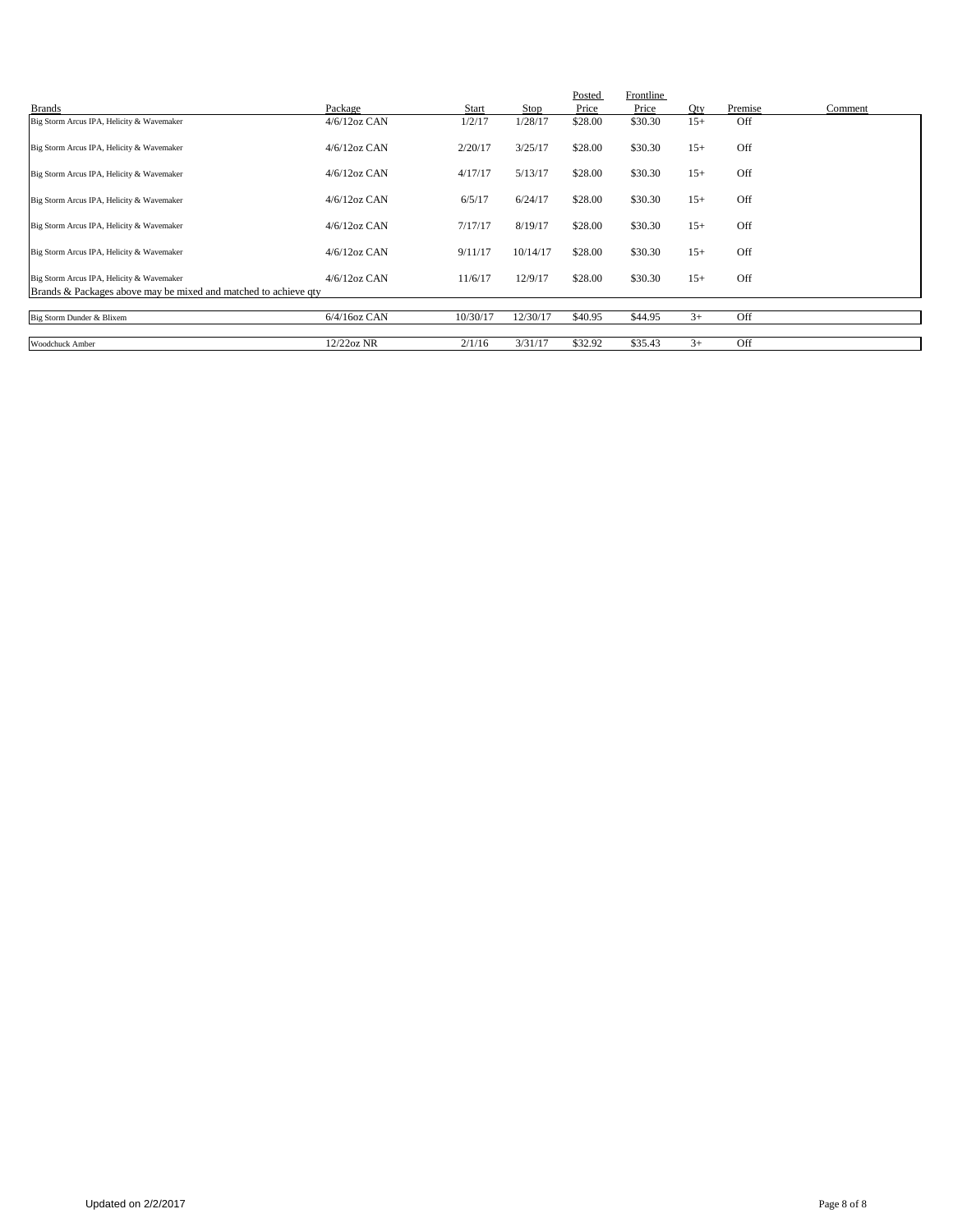| Brands | Package | Start | Stop | Posted Price | Frontline Price | Qty | Premise | Comment |
|---|---|---|---|---|---|---|---|---|
| Big Storm Arcus IPA, Helicity & Wavemaker | 4/6/12oz CAN | 1/2/17 | 1/28/17 | $28.00 | $30.30 | 15+ | Off | |
| Big Storm Arcus IPA, Helicity & Wavemaker | 4/6/12oz CAN | 2/20/17 | 3/25/17 | $28.00 | $30.30 | 15+ | Off | |
| Big Storm Arcus IPA, Helicity & Wavemaker | 4/6/12oz CAN | 4/17/17 | 5/13/17 | $28.00 | $30.30 | 15+ | Off | |
| Big Storm Arcus IPA, Helicity & Wavemaker | 4/6/12oz CAN | 6/5/17 | 6/24/17 | $28.00 | $30.30 | 15+ | Off | |
| Big Storm Arcus IPA, Helicity & Wavemaker | 4/6/12oz CAN | 7/17/17 | 8/19/17 | $28.00 | $30.30 | 15+ | Off | |
| Big Storm Arcus IPA, Helicity & Wavemaker | 4/6/12oz CAN | 9/11/17 | 10/14/17 | $28.00 | $30.30 | 15+ | Off | |
| Big Storm Arcus IPA, Helicity & Wavemaker | 4/6/12oz CAN | 11/6/17 | 12/9/17 | $28.00 | $30.30 | 15+ | Off | |
| Brands & Packages above may be mixed and matched to achieve qty | | | | | | | | |
| Big Storm Dunder & Blixem | 6/4/16oz CAN | 10/30/17 | 12/30/17 | $40.95 | $44.95 | 3+ | Off | |
| Woodchuck Amber | 12/22oz NR | 2/1/16 | 3/31/17 | $32.92 | $35.43 | 3+ | Off | |

Updated on 2/2/2017